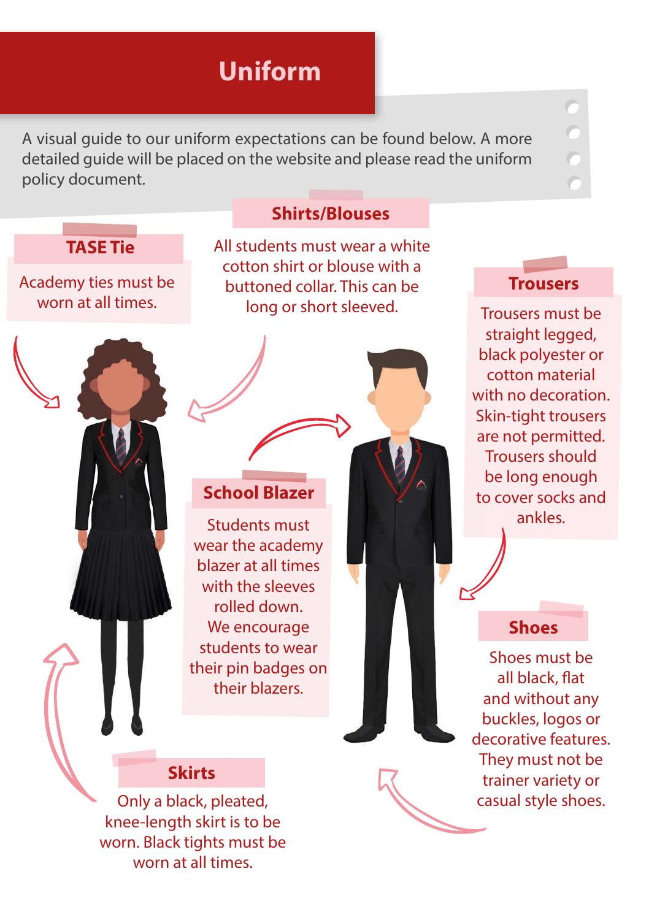# Uniform

A visual guide to our uniform expectations can be found below. A more detailed guide will be placed on the website and please read the uniform policy document.

## TASE Tie

Academy ties must be worn at all times.

## Shirts/Blouses

All students must wear a white cotton shirt or blouse with a buttoned collar. This can be long or short sleeved.

## Trousers

Trousers must be straight legged, black polyester or cotton material with no decoration. Skin-tight trousers are not permitted. Trousers should be long enough to cover socks and ankles.

## School Blazer

Students must wear the academy blazer at all times with the sleeves rolled down. We encourage students to wear their pin badges on their blazers.

## Shoes

Shoes must be all black, flat and without any buckles, logos or decorative features. They must not be trainer variety or casual style shoes.

## Skirts

Only a black, pleated, knee-length skirt is to be worn. Black tights must be worn at all times.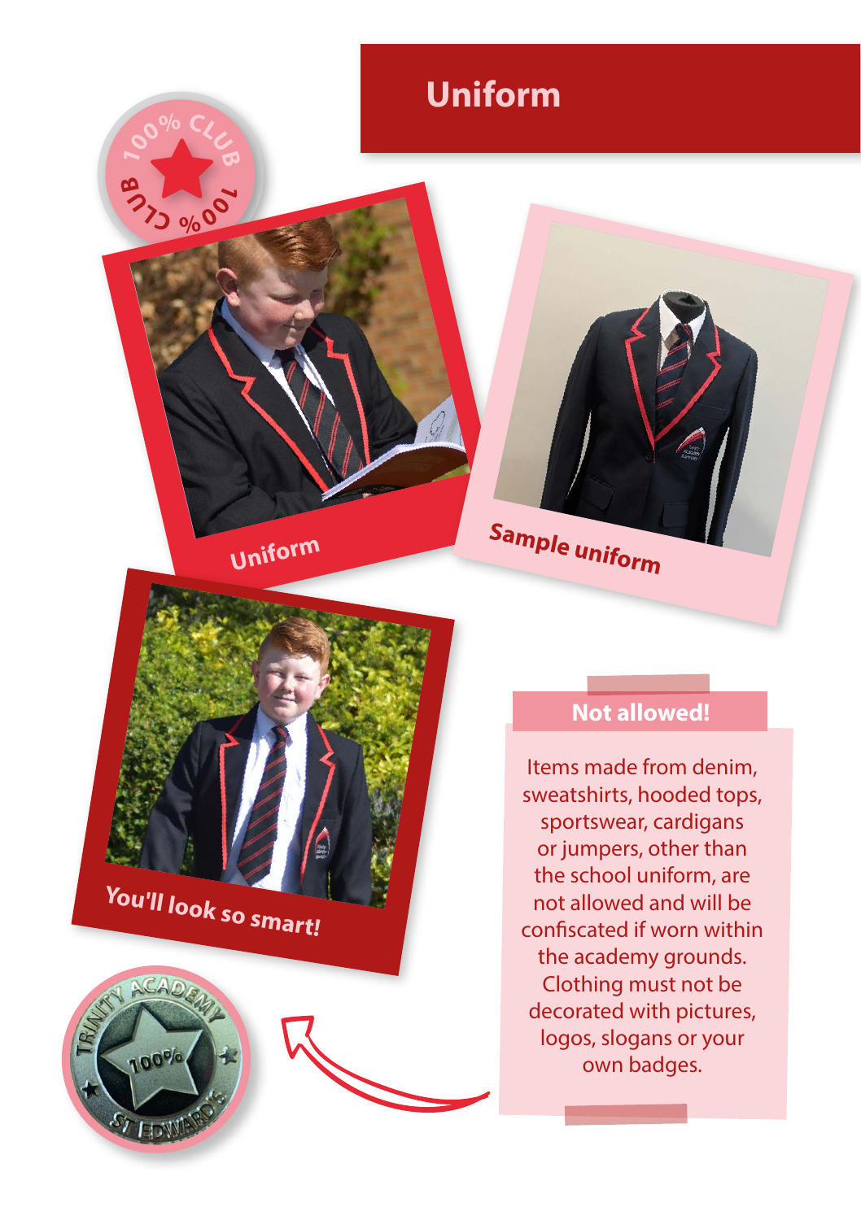# Uniform

Uniform

Sample uniform

You'll look so smart!

## Not allowed!

Items made from denim, sweatshirts, hooded tops, sportswear, cardigans or jumpers, other than the school uniform, are not allowed and will be confiscated if worn within the academy grounds. Clothing must not be decorated with pictures, logos, slogans or your own badges.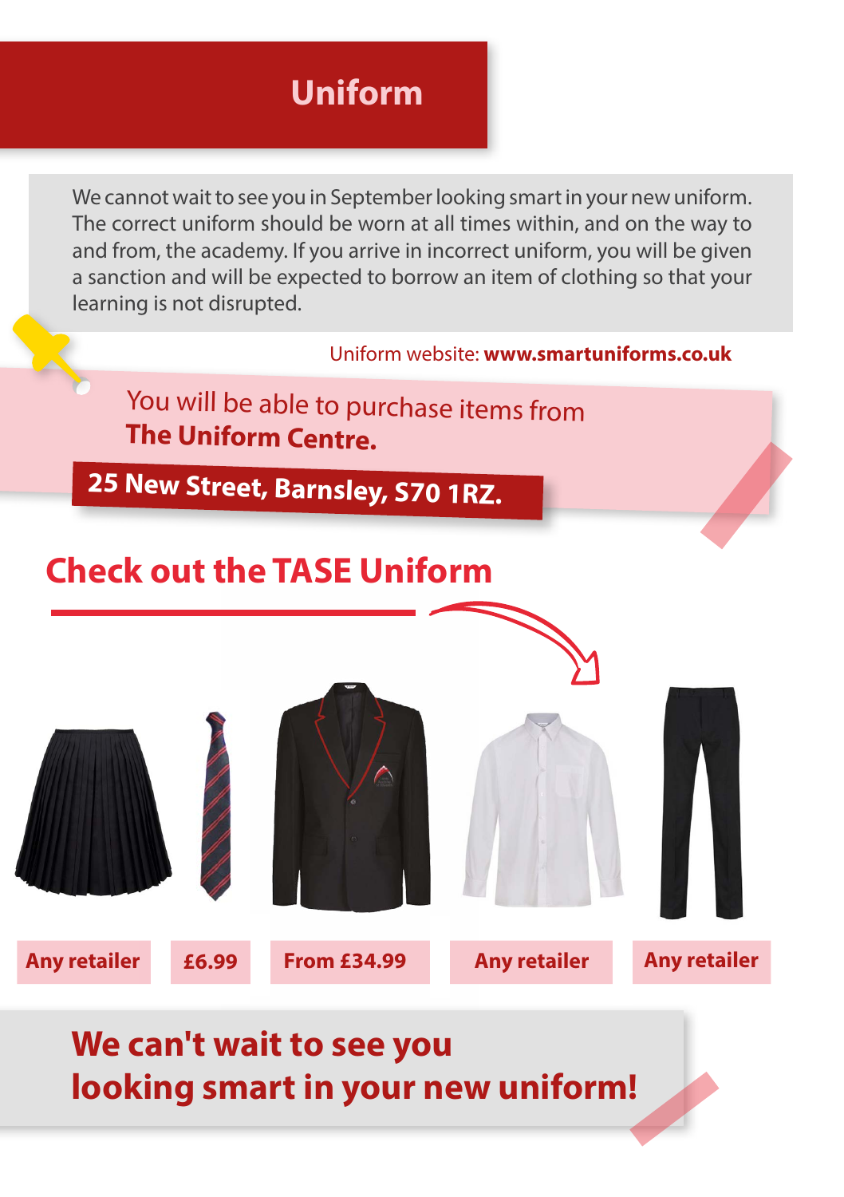# Uniform

We cannot wait to see you in September looking smart in your new uniform. The correct uniform should be worn at all times within, and on the way to and from, the academy. If you arrive in incorrect uniform, you will be given a sanction and will be expected to borrow an item of clothing so that your learning is not disrupted.

Uniform website: **www.smartuniforms.co.uk**

You will be able to purchase items from **The Uniform Centre.**

**25 New Street, Barnsley, S70 1RZ.**

## Check out the TASE Uniform

| Skirt | Tie | Blazer | Shirt | Trousers |
|---|---|---|---|---|
| Any retailer | £6.99 | From £34.99 | Any retailer | Any retailer |

## We can't wait to see you looking smart in your new uniform!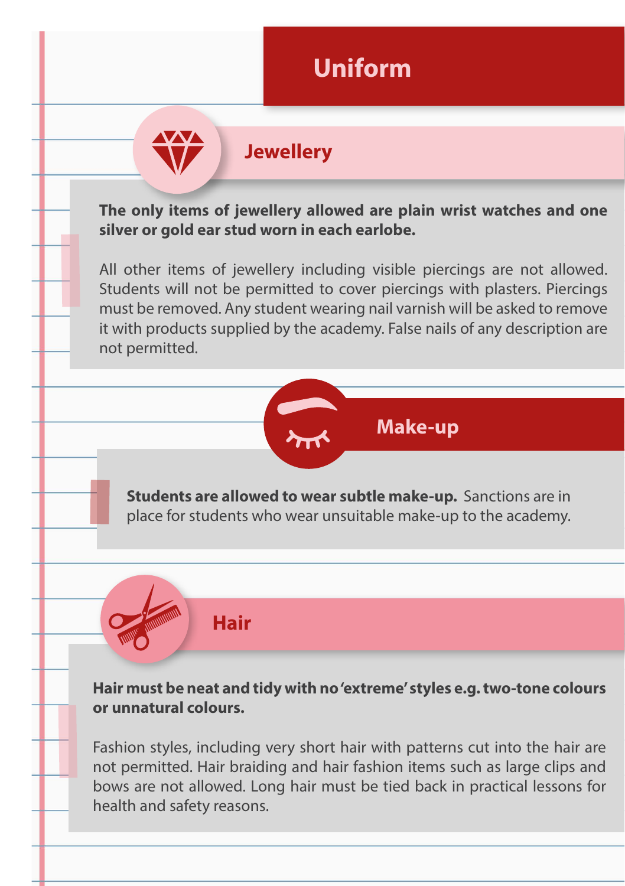# Uniform

## Jewellery

**The only items of jewellery allowed are plain wrist watches and one silver or gold ear stud worn in each earlobe.**

All other items of jewellery including visible piercings are not allowed. Students will not be permitted to cover piercings with plasters. Piercings must be removed. Any student wearing nail varnish will be asked to remove it with products supplied by the academy. False nails of any description are not permitted.

## Make-up

**Students are allowed to wear subtle make-up.** Sanctions are in place for students who wear unsuitable make-up to the academy.

## Hair

**Hair must be neat and tidy with no 'extreme' styles e.g. two-tone colours or unnatural colours.**

Fashion styles, including very short hair with patterns cut into the hair are not permitted. Hair braiding and hair fashion items such as large clips and bows are not allowed. Long hair must be tied back in practical lessons for health and safety reasons.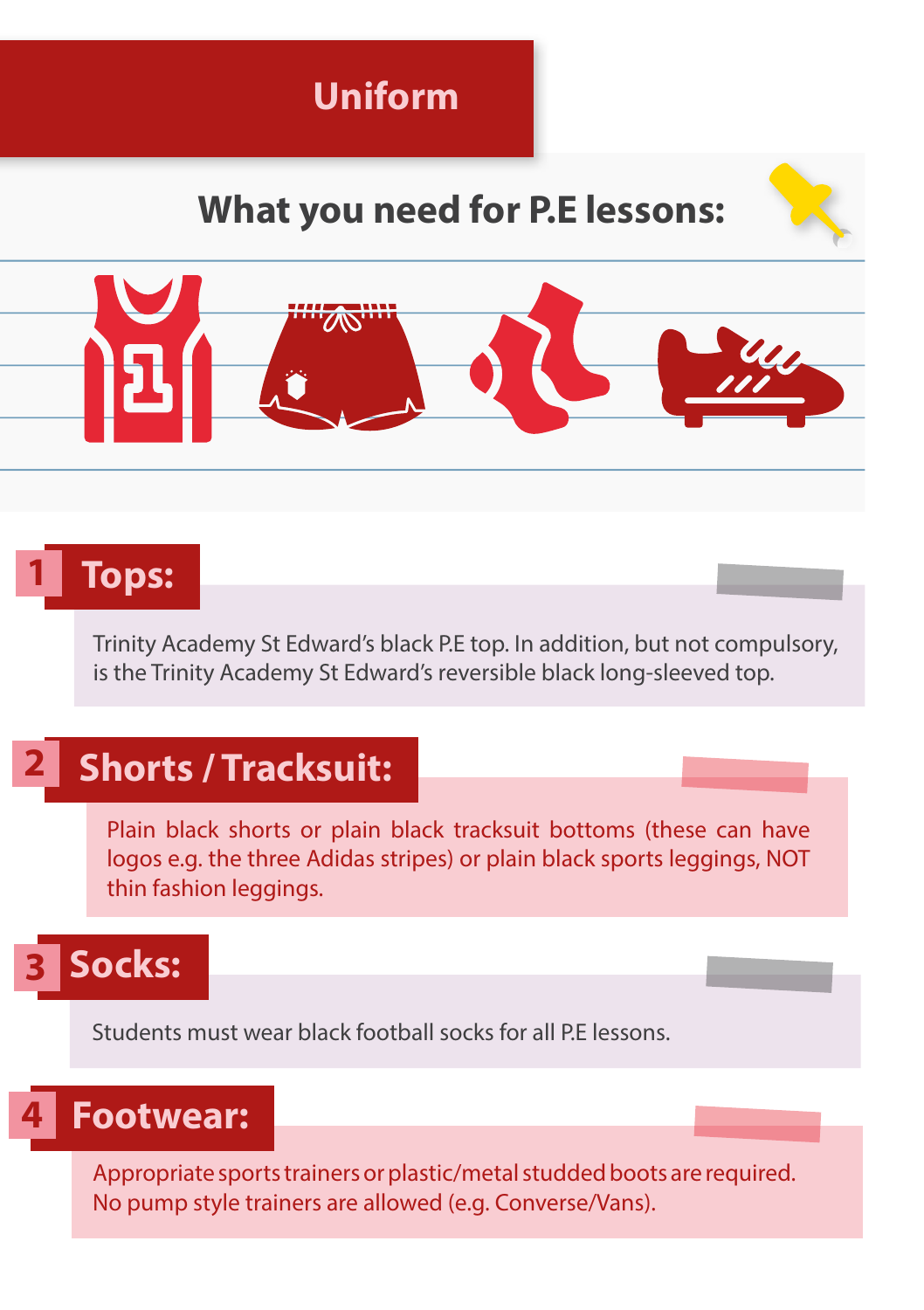# Uniform

## What you need for P.E lessons:

### 1 Tops:

Trinity Academy St Edward's black P.E top. In addition, but not compulsory, is the Trinity Academy St Edward's reversible black long-sleeved top.

### 2 Shorts / Tracksuit:

Plain black shorts or plain black tracksuit bottoms (these can have logos e.g. the three Adidas stripes) or plain black sports leggings, NOT thin fashion leggings.

### 3 Socks:

Students must wear black football socks for all P.E lessons.

### 4 Footwear:

Appropriate sports trainers or plastic/metal studded boots are required. No pump style trainers are allowed (e.g. Converse/Vans).